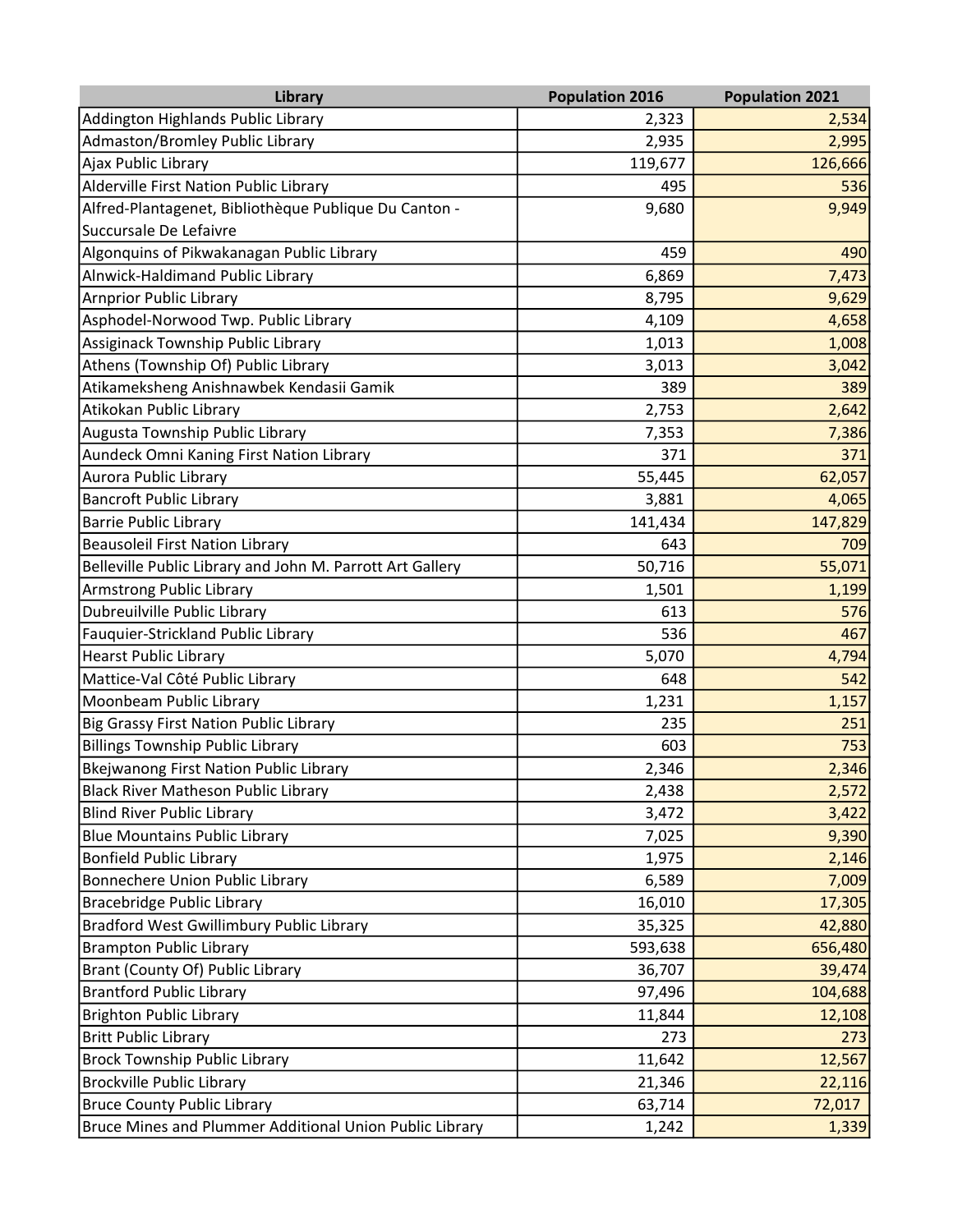| Library | Population 2016 | Population 2021 |
|---|---|---|
| Addington Highlands Public Library | 2,323 | 2,534 |
| Admaston/Bromley Public Library | 2,935 | 2,995 |
| Ajax Public Library | 119,677 | 126,666 |
| Alderville First Nation Public Library | 495 | 536 |
| Alfred-Plantagenet, Bibliothèque Publique Du Canton - Succursale De Lefaivre | 9,680 | 9,949 |
| Algonquins of Pikwakanagan Public Library | 459 | 490 |
| Alnwick-Haldimand Public Library | 6,869 | 7,473 |
| Arnprior Public Library | 8,795 | 9,629 |
| Asphodel-Norwood Twp. Public Library | 4,109 | 4,658 |
| Assiginack Township Public Library | 1,013 | 1,008 |
| Athens (Township Of) Public Library | 3,013 | 3,042 |
| Atikameksheng Anishnawbek Kendasii Gamik | 389 | 389 |
| Atikokan Public Library | 2,753 | 2,642 |
| Augusta Township Public Library | 7,353 | 7,386 |
| Aundeck Omni Kaning First Nation Library | 371 | 371 |
| Aurora Public Library | 55,445 | 62,057 |
| Bancroft Public Library | 3,881 | 4,065 |
| Barrie Public Library | 141,434 | 147,829 |
| Beausoleil First Nation Library | 643 | 709 |
| Belleville Public Library and John M. Parrott Art Gallery | 50,716 | 55,071 |
| Armstrong Public Library | 1,501 | 1,199 |
| Dubreuilville Public Library | 613 | 576 |
| Fauquier-Strickland Public Library | 536 | 467 |
| Hearst Public Library | 5,070 | 4,794 |
| Mattice-Val Côté Public Library | 648 | 542 |
| Moonbeam Public Library | 1,231 | 1,157 |
| Big Grassy First Nation Public Library | 235 | 251 |
| Billings Township Public Library | 603 | 753 |
| Bkejwanong First Nation Public Library | 2,346 | 2,346 |
| Black River Matheson Public Library | 2,438 | 2,572 |
| Blind River Public Library | 3,472 | 3,422 |
| Blue Mountains Public Library | 7,025 | 9,390 |
| Bonfield Public Library | 1,975 | 2,146 |
| Bonnechere Union Public Library | 6,589 | 7,009 |
| Bracebridge Public Library | 16,010 | 17,305 |
| Bradford West Gwillimbury Public Library | 35,325 | 42,880 |
| Brampton Public Library | 593,638 | 656,480 |
| Brant (County Of) Public Library | 36,707 | 39,474 |
| Brantford Public Library | 97,496 | 104,688 |
| Brighton Public Library | 11,844 | 12,108 |
| Britt Public Library | 273 | 273 |
| Brock Township Public Library | 11,642 | 12,567 |
| Brockville Public Library | 21,346 | 22,116 |
| Bruce County Public Library | 63,714 | 72,017 |
| Bruce Mines and Plummer Additional Union Public Library | 1,242 | 1,339 |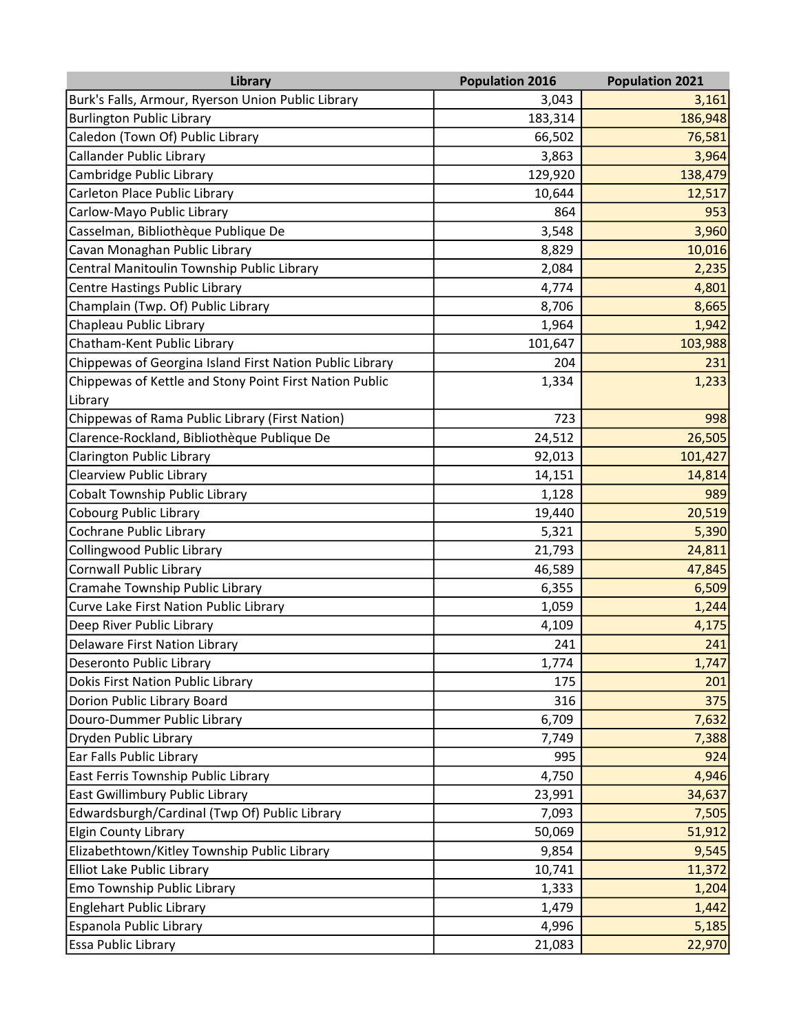| Library | Population 2016 | Population 2021 |
|---|---|---|
| Burk's Falls, Armour, Ryerson Union Public Library | 3,043 | 3,161 |
| Burlington Public Library | 183,314 | 186,948 |
| Caledon (Town Of) Public Library | 66,502 | 76,581 |
| Callander Public Library | 3,863 | 3,964 |
| Cambridge Public Library | 129,920 | 138,479 |
| Carleton Place Public Library | 10,644 | 12,517 |
| Carlow-Mayo Public Library | 864 | 953 |
| Casselman, Bibliothèque Publique De | 3,548 | 3,960 |
| Cavan Monaghan Public Library | 8,829 | 10,016 |
| Central Manitoulin Township Public Library | 2,084 | 2,235 |
| Centre Hastings Public Library | 4,774 | 4,801 |
| Champlain (Twp. Of) Public Library | 8,706 | 8,665 |
| Chapleau Public Library | 1,964 | 1,942 |
| Chatham-Kent Public Library | 101,647 | 103,988 |
| Chippewas of Georgina Island First Nation Public Library | 204 | 231 |
| Chippewas of Kettle and Stony Point First Nation Public Library | 1,334 | 1,233 |
| Chippewas of Rama Public Library (First Nation) | 723 | 998 |
| Clarence-Rockland, Bibliothèque Publique De | 24,512 | 26,505 |
| Clarington Public Library | 92,013 | 101,427 |
| Clearview Public Library | 14,151 | 14,814 |
| Cobalt Township Public Library | 1,128 | 989 |
| Cobourg Public Library | 19,440 | 20,519 |
| Cochrane Public Library | 5,321 | 5,390 |
| Collingwood Public Library | 21,793 | 24,811 |
| Cornwall Public Library | 46,589 | 47,845 |
| Cramahe Township Public Library | 6,355 | 6,509 |
| Curve Lake First Nation Public Library | 1,059 | 1,244 |
| Deep River Public Library | 4,109 | 4,175 |
| Delaware First Nation Library | 241 | 241 |
| Deseronto Public Library | 1,774 | 1,747 |
| Dokis First Nation Public Library | 175 | 201 |
| Dorion Public Library Board | 316 | 375 |
| Douro-Dummer Public Library | 6,709 | 7,632 |
| Dryden Public Library | 7,749 | 7,388 |
| Ear Falls Public Library | 995 | 924 |
| East Ferris Township Public Library | 4,750 | 4,946 |
| East Gwillimbury Public Library | 23,991 | 34,637 |
| Edwardsburgh/Cardinal (Twp Of) Public Library | 7,093 | 7,505 |
| Elgin County Library | 50,069 | 51,912 |
| Elizabethtown/Kitley Township Public Library | 9,854 | 9,545 |
| Elliot Lake Public Library | 10,741 | 11,372 |
| Emo Township Public Library | 1,333 | 1,204 |
| Englehart Public Library | 1,479 | 1,442 |
| Espanola Public Library | 4,996 | 5,185 |
| Essa Public Library | 21,083 | 22,970 |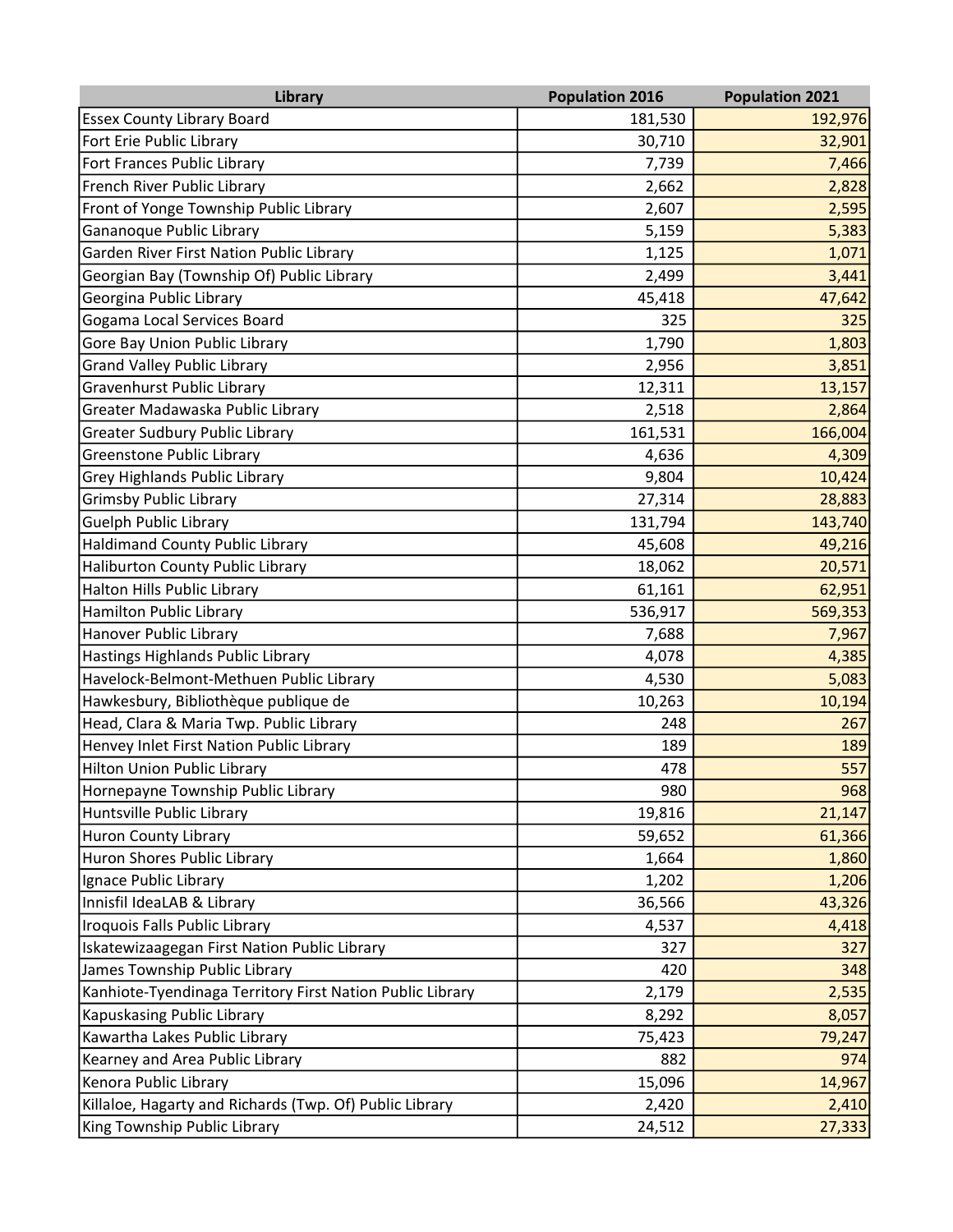| Library | Population 2016 | Population 2021 |
| --- | --- | --- |
| Essex County Library Board | 181,530 | 192,976 |
| Fort Erie Public Library | 30,710 | 32,901 |
| Fort Frances Public Library | 7,739 | 7,466 |
| French River Public Library | 2,662 | 2,828 |
| Front of Yonge Township Public Library | 2,607 | 2,595 |
| Gananoque Public Library | 5,159 | 5,383 |
| Garden River First Nation Public Library | 1,125 | 1,071 |
| Georgian Bay (Township Of) Public Library | 2,499 | 3,441 |
| Georgina Public Library | 45,418 | 47,642 |
| Gogama Local Services Board | 325 | 325 |
| Gore Bay Union Public Library | 1,790 | 1,803 |
| Grand Valley Public Library | 2,956 | 3,851 |
| Gravenhurst Public Library | 12,311 | 13,157 |
| Greater Madawaska Public Library | 2,518 | 2,864 |
| Greater Sudbury Public Library | 161,531 | 166,004 |
| Greenstone Public Library | 4,636 | 4,309 |
| Grey Highlands Public Library | 9,804 | 10,424 |
| Grimsby Public Library | 27,314 | 28,883 |
| Guelph Public Library | 131,794 | 143,740 |
| Haldimand County Public Library | 45,608 | 49,216 |
| Haliburton County Public Library | 18,062 | 20,571 |
| Halton Hills Public Library | 61,161 | 62,951 |
| Hamilton Public Library | 536,917 | 569,353 |
| Hanover Public Library | 7,688 | 7,967 |
| Hastings Highlands Public Library | 4,078 | 4,385 |
| Havelock-Belmont-Methuen Public Library | 4,530 | 5,083 |
| Hawkesbury, Bibliothèque publique de | 10,263 | 10,194 |
| Head, Clara & Maria Twp. Public Library | 248 | 267 |
| Henvey Inlet First Nation Public Library | 189 | 189 |
| Hilton Union Public Library | 478 | 557 |
| Hornepayne Township Public Library | 980 | 968 |
| Huntsville Public Library | 19,816 | 21,147 |
| Huron County Library | 59,652 | 61,366 |
| Huron Shores Public Library | 1,664 | 1,860 |
| Ignace Public Library | 1,202 | 1,206 |
| Innisfil IdeaLAB & Library | 36,566 | 43,326 |
| Iroquois Falls Public Library | 4,537 | 4,418 |
| Iskatewizaagegan First Nation Public Library | 327 | 327 |
| James Township Public Library | 420 | 348 |
| Kanhiote-Tyendinaga Territory First Nation Public Library | 2,179 | 2,535 |
| Kapuskasing Public Library | 8,292 | 8,057 |
| Kawartha Lakes Public Library | 75,423 | 79,247 |
| Kearney and Area Public Library | 882 | 974 |
| Kenora Public Library | 15,096 | 14,967 |
| Killaloe, Hagarty and Richards (Twp. Of) Public Library | 2,420 | 2,410 |
| King Township Public Library | 24,512 | 27,333 |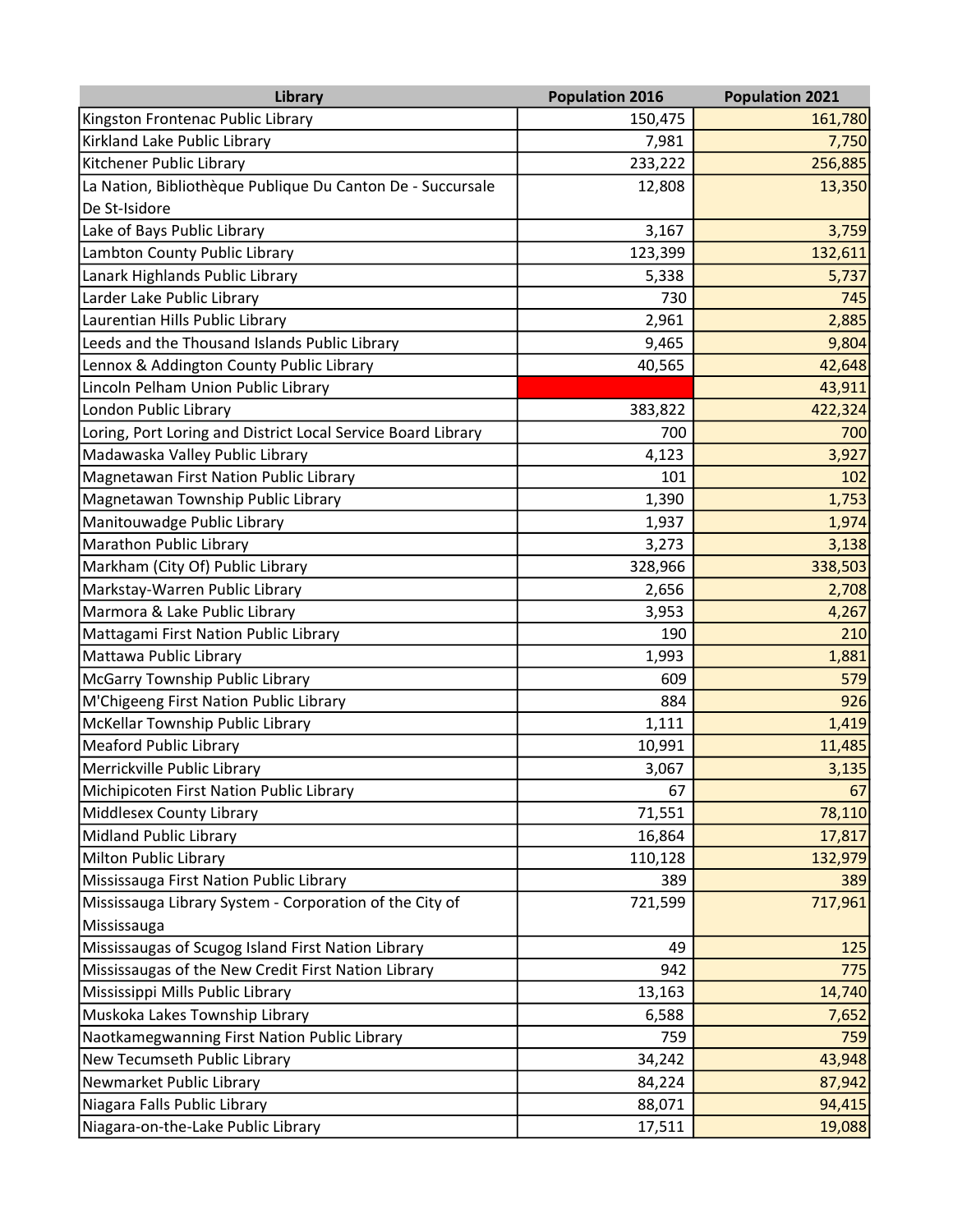| Library | Population 2016 | Population 2021 |
|---|---|---|
| Kingston Frontenac Public Library | 150,475 | 161,780 |
| Kirkland Lake Public Library | 7,981 | 7,750 |
| Kitchener Public Library | 233,222 | 256,885 |
| La Nation, Bibliothèque Publique Du Canton De - Succursale De St-Isidore | 12,808 | 13,350 |
| Lake of Bays Public Library | 3,167 | 3,759 |
| Lambton County Public Library | 123,399 | 132,611 |
| Lanark Highlands Public Library | 5,338 | 5,737 |
| Larder Lake Public Library | 730 | 745 |
| Laurentian Hills Public Library | 2,961 | 2,885 |
| Leeds and the Thousand Islands Public Library | 9,465 | 9,804 |
| Lennox & Addington County Public Library | 40,565 | 42,648 |
| Lincoln Pelham Union Public Library | | 43,911 |
| London Public Library | 383,822 | 422,324 |
| Loring, Port Loring and District Local Service Board Library | 700 | 700 |
| Madawaska Valley Public Library | 4,123 | 3,927 |
| Magnetawan First Nation Public Library | 101 | 102 |
| Magnetawan Township Public Library | 1,390 | 1,753 |
| Manitouwadge Public Library | 1,937 | 1,974 |
| Marathon Public Library | 3,273 | 3,138 |
| Markham (City Of) Public Library | 328,966 | 338,503 |
| Markstay-Warren Public Library | 2,656 | 2,708 |
| Marmora & Lake Public Library | 3,953 | 4,267 |
| Mattagami First Nation Public Library | 190 | 210 |
| Mattawa Public Library | 1,993 | 1,881 |
| McGarry Township Public Library | 609 | 579 |
| M'Chigeeng First Nation Public Library | 884 | 926 |
| McKellar Township Public Library | 1,111 | 1,419 |
| Meaford Public Library | 10,991 | 11,485 |
| Merrickville Public Library | 3,067 | 3,135 |
| Michipicoten First Nation Public Library | 67 | 67 |
| Middlesex County Library | 71,551 | 78,110 |
| Midland Public Library | 16,864 | 17,817 |
| Milton Public Library | 110,128 | 132,979 |
| Mississauga First Nation Public Library | 389 | 389 |
| Mississauga Library System - Corporation of the City of Mississauga | 721,599 | 717,961 |
| Mississaugas of Scugog Island First Nation Library | 49 | 125 |
| Mississaugas of the New Credit First Nation Library | 942 | 775 |
| Mississippi Mills Public Library | 13,163 | 14,740 |
| Muskoka Lakes Township Library | 6,588 | 7,652 |
| Naotkamegwanning First Nation Public Library | 759 | 759 |
| New Tecumseth Public Library | 34,242 | 43,948 |
| Newmarket Public Library | 84,224 | 87,942 |
| Niagara Falls Public Library | 88,071 | 94,415 |
| Niagara-on-the-Lake Public Library | 17,511 | 19,088 |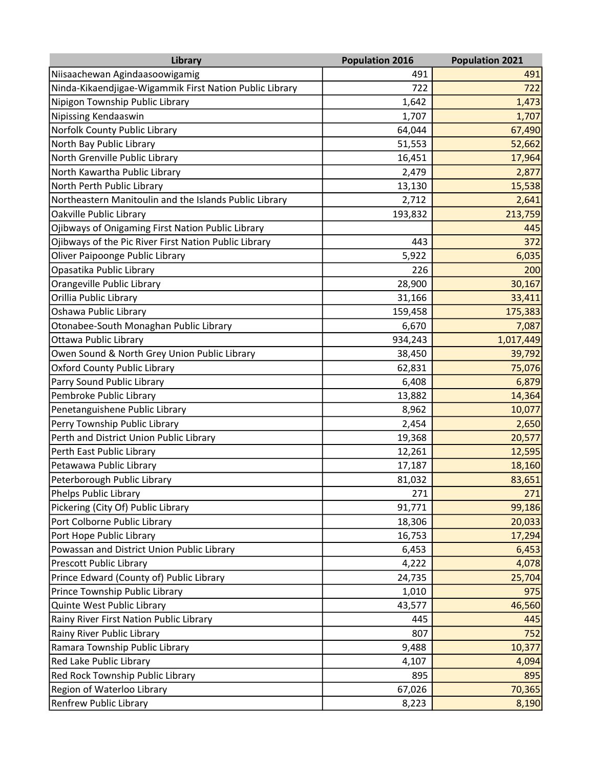| Library | Population 2016 | Population 2021 |
|---|---|---|
| Niisaachewan Agindaasoowigamig | 491 | 491 |
| Ninda-Kikaendjigae-Wigammik First Nation Public Library | 722 | 722 |
| Nipigon Township Public Library | 1,642 | 1,473 |
| Nipissing Kendaaswin | 1,707 | 1,707 |
| Norfolk County Public Library | 64,044 | 67,490 |
| North Bay Public Library | 51,553 | 52,662 |
| North Grenville Public Library | 16,451 | 17,964 |
| North Kawartha Public Library | 2,479 | 2,877 |
| North Perth Public Library | 13,130 | 15,538 |
| Northeastern Manitoulin and the Islands Public Library | 2,712 | 2,641 |
| Oakville Public Library | 193,832 | 213,759 |
| Ojibways of Onigaming First Nation Public Library | | 445 |
| Ojibways of the Pic River First Nation Public Library | 443 | 372 |
| Oliver Paipoonge Public Library | 5,922 | 6,035 |
| Opasatika Public Library | 226 | 200 |
| Orangeville Public Library | 28,900 | 30,167 |
| Orillia Public Library | 31,166 | 33,411 |
| Oshawa Public Library | 159,458 | 175,383 |
| Otonabee-South Monaghan Public Library | 6,670 | 7,087 |
| Ottawa Public Library | 934,243 | 1,017,449 |
| Owen Sound & North Grey Union Public Library | 38,450 | 39,792 |
| Oxford County Public Library | 62,831 | 75,076 |
| Parry Sound Public Library | 6,408 | 6,879 |
| Pembroke Public Library | 13,882 | 14,364 |
| Penetanguishene Public Library | 8,962 | 10,077 |
| Perry Township Public Library | 2,454 | 2,650 |
| Perth and District Union Public Library | 19,368 | 20,577 |
| Perth East Public Library | 12,261 | 12,595 |
| Petawawa Public Library | 17,187 | 18,160 |
| Peterborough Public Library | 81,032 | 83,651 |
| Phelps Public Library | 271 | 271 |
| Pickering (City Of) Public Library | 91,771 | 99,186 |
| Port Colborne Public Library | 18,306 | 20,033 |
| Port Hope Public Library | 16,753 | 17,294 |
| Powassan and District Union Public Library | 6,453 | 6,453 |
| Prescott Public Library | 4,222 | 4,078 |
| Prince Edward (County of) Public Library | 24,735 | 25,704 |
| Prince Township Public Library | 1,010 | 975 |
| Quinte West Public Library | 43,577 | 46,560 |
| Rainy River First Nation Public Library | 445 | 445 |
| Rainy River Public Library | 807 | 752 |
| Ramara Township Public Library | 9,488 | 10,377 |
| Red Lake Public Library | 4,107 | 4,094 |
| Red Rock Township Public Library | 895 | 895 |
| Region of Waterloo Library | 67,026 | 70,365 |
| Renfrew Public Library | 8,223 | 8,190 |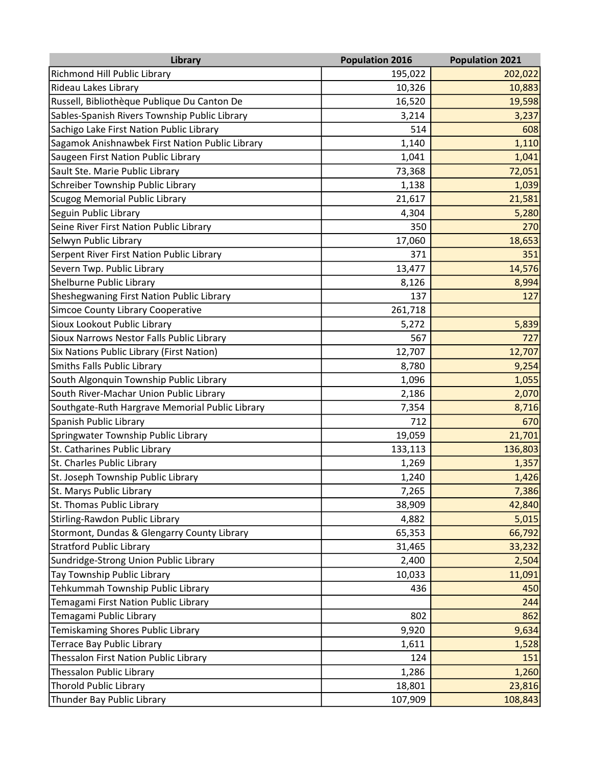| Library | Population 2016 | Population 2021 |
| --- | --- | --- |
| Richmond Hill Public Library | 195,022 | 202,022 |
| Rideau Lakes Library | 10,326 | 10,883 |
| Russell, Bibliothèque Publique Du Canton De | 16,520 | 19,598 |
| Sables-Spanish Rivers Township Public Library | 3,214 | 3,237 |
| Sachigo Lake First Nation Public Library | 514 | 608 |
| Sagamok Anishnawbek First Nation Public Library | 1,140 | 1,110 |
| Saugeen First Nation Public Library | 1,041 | 1,041 |
| Sault Ste. Marie Public Library | 73,368 | 72,051 |
| Schreiber Township Public Library | 1,138 | 1,039 |
| Scugog Memorial Public Library | 21,617 | 21,581 |
| Seguin Public Library | 4,304 | 5,280 |
| Seine River First Nation Public Library | 350 | 270 |
| Selwyn Public Library | 17,060 | 18,653 |
| Serpent River First Nation Public Library | 371 | 351 |
| Severn Twp. Public Library | 13,477 | 14,576 |
| Shelburne Public Library | 8,126 | 8,994 |
| Sheshegwaning First Nation Public Library | 137 | 127 |
| Simcoe County Library Cooperative | 261,718 | |
| Sioux Lookout Public Library | 5,272 | 5,839 |
| Sioux Narrows Nestor Falls Public Library | 567 | 727 |
| Six Nations Public Library (First Nation) | 12,707 | 12,707 |
| Smiths Falls Public Library | 8,780 | 9,254 |
| South Algonquin Township Public Library | 1,096 | 1,055 |
| South River-Machar Union Public Library | 2,186 | 2,070 |
| Southgate-Ruth Hargrave Memorial Public Library | 7,354 | 8,716 |
| Spanish Public Library | 712 | 670 |
| Springwater Township Public Library | 19,059 | 21,701 |
| St. Catharines Public Library | 133,113 | 136,803 |
| St. Charles Public Library | 1,269 | 1,357 |
| St. Joseph Township Public Library | 1,240 | 1,426 |
| St. Marys Public Library | 7,265 | 7,386 |
| St. Thomas Public Library | 38,909 | 42,840 |
| Stirling-Rawdon Public Library | 4,882 | 5,015 |
| Stormont, Dundas & Glengarry County Library | 65,353 | 66,792 |
| Stratford Public Library | 31,465 | 33,232 |
| Sundridge-Strong Union Public Library | 2,400 | 2,504 |
| Tay Township Public Library | 10,033 | 11,091 |
| Tehkummah Township Public Library | 436 | 450 |
| Temagami First Nation Public Library | | 244 |
| Temagami Public Library | 802 | 862 |
| Temiskaming Shores Public Library | 9,920 | 9,634 |
| Terrace Bay Public Library | 1,611 | 1,528 |
| Thessalon First Nation Public Library | 124 | 151 |
| Thessalon Public Library | 1,286 | 1,260 |
| Thorold Public Library | 18,801 | 23,816 |
| Thunder Bay Public Library | 107,909 | 108,843 |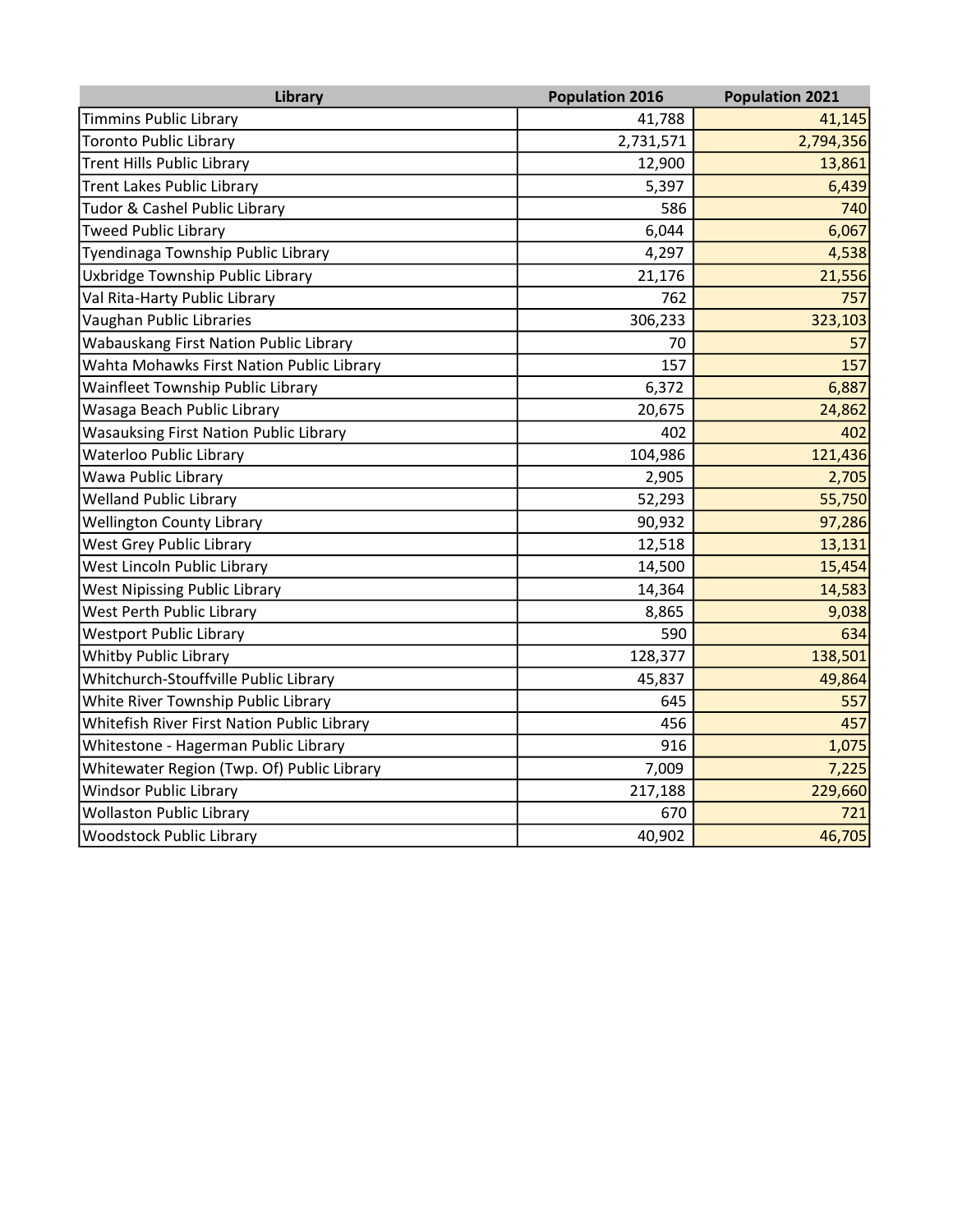| Library | Population 2016 | Population 2021 |
|---|---|---|
| Timmins Public Library | 41,788 | 41,145 |
| Toronto Public Library | 2,731,571 | 2,794,356 |
| Trent Hills Public Library | 12,900 | 13,861 |
| Trent Lakes Public Library | 5,397 | 6,439 |
| Tudor & Cashel Public Library | 586 | 740 |
| Tweed Public Library | 6,044 | 6,067 |
| Tyendinaga Township Public Library | 4,297 | 4,538 |
| Uxbridge Township Public Library | 21,176 | 21,556 |
| Val Rita-Harty Public Library | 762 | 757 |
| Vaughan Public Libraries | 306,233 | 323,103 |
| Wabauskang First Nation Public Library | 70 | 57 |
| Wahta Mohawks First Nation Public Library | 157 | 157 |
| Wainfleet Township Public Library | 6,372 | 6,887 |
| Wasaga Beach Public Library | 20,675 | 24,862 |
| Wasauksing First Nation Public Library | 402 | 402 |
| Waterloo Public Library | 104,986 | 121,436 |
| Wawa Public Library | 2,905 | 2,705 |
| Welland Public Library | 52,293 | 55,750 |
| Wellington County Library | 90,932 | 97,286 |
| West Grey Public Library | 12,518 | 13,131 |
| West Lincoln Public Library | 14,500 | 15,454 |
| West Nipissing Public Library | 14,364 | 14,583 |
| West Perth Public Library | 8,865 | 9,038 |
| Westport Public Library | 590 | 634 |
| Whitby Public Library | 128,377 | 138,501 |
| Whitchurch-Stouffville Public Library | 45,837 | 49,864 |
| White River Township Public Library | 645 | 557 |
| Whitefish River First Nation Public Library | 456 | 457 |
| Whitestone - Hagerman Public Library | 916 | 1,075 |
| Whitewater Region (Twp. Of) Public Library | 7,009 | 7,225 |
| Windsor Public Library | 217,188 | 229,660 |
| Wollaston Public Library | 670 | 721 |
| Woodstock Public Library | 40,902 | 46,705 |